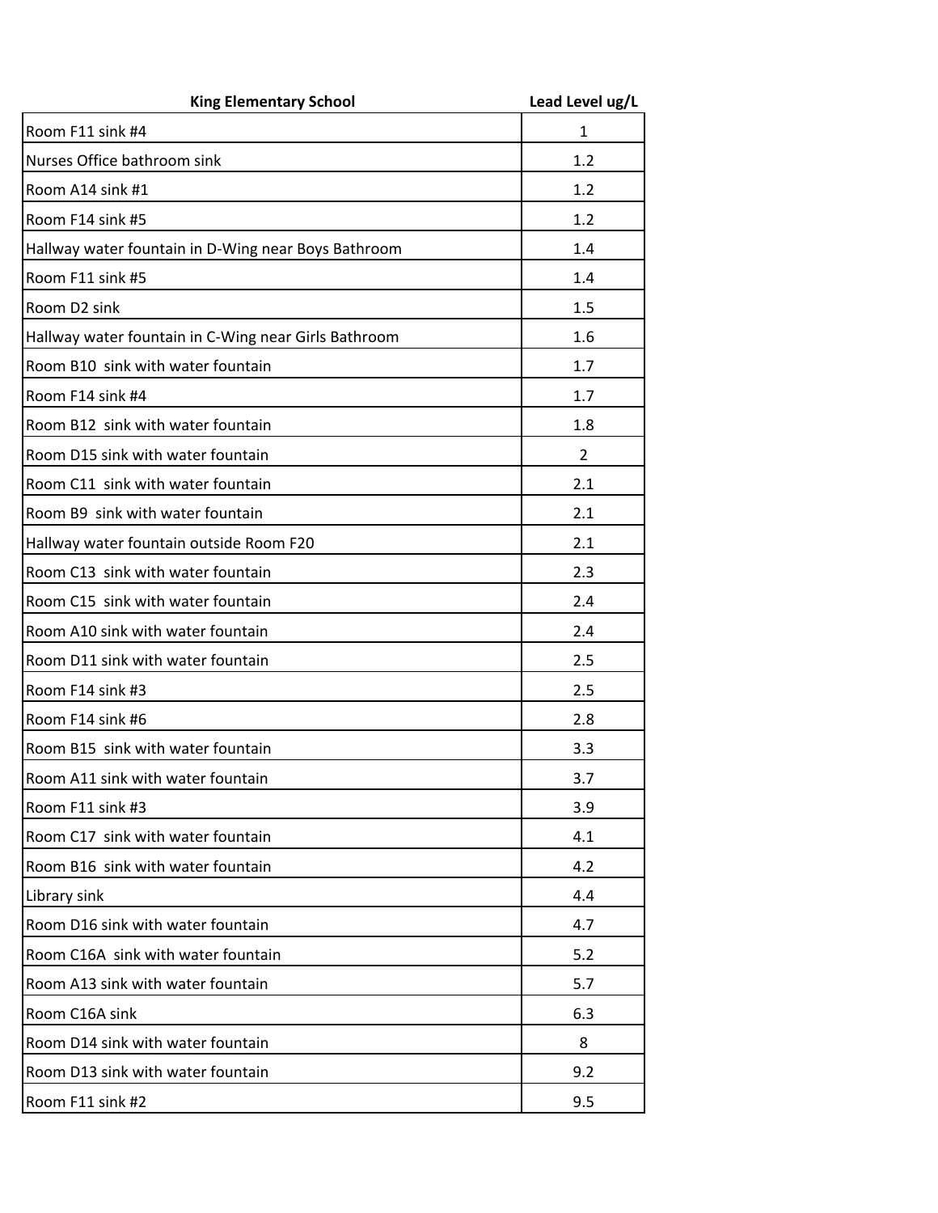| King Elementary School | Lead Level ug/L |
| --- | --- |
| Room F11 sink #4 | 1 |
| Nurses Office bathroom sink | 1.2 |
| Room A14 sink #1 | 1.2 |
| Room F14 sink #5 | 1.2 |
| Hallway water fountain in D-Wing near Boys Bathroom | 1.4 |
| Room F11 sink #5 | 1.4 |
| Room D2 sink | 1.5 |
| Hallway water fountain in C-Wing near Girls Bathroom | 1.6 |
| Room B10  sink with water fountain | 1.7 |
| Room F14 sink #4 | 1.7 |
| Room B12  sink with water fountain | 1.8 |
| Room D15 sink with water fountain | 2 |
| Room C11  sink with water fountain | 2.1 |
| Room B9  sink with water fountain | 2.1 |
| Hallway water fountain outside Room F20 | 2.1 |
| Room C13  sink with water fountain | 2.3 |
| Room C15  sink with water fountain | 2.4 |
| Room A10 sink with water fountain | 2.4 |
| Room D11 sink with water fountain | 2.5 |
| Room F14 sink #3 | 2.5 |
| Room F14 sink #6 | 2.8 |
| Room B15  sink with water fountain | 3.3 |
| Room A11 sink with water fountain | 3.7 |
| Room F11 sink #3 | 3.9 |
| Room C17  sink with water fountain | 4.1 |
| Room B16  sink with water fountain | 4.2 |
| Library sink | 4.4 |
| Room D16 sink with water fountain | 4.7 |
| Room C16A  sink with water fountain | 5.2 |
| Room A13 sink with water fountain | 5.7 |
| Room C16A sink | 6.3 |
| Room D14 sink with water fountain | 8 |
| Room D13 sink with water fountain | 9.2 |
| Room F11 sink #2 | 9.5 |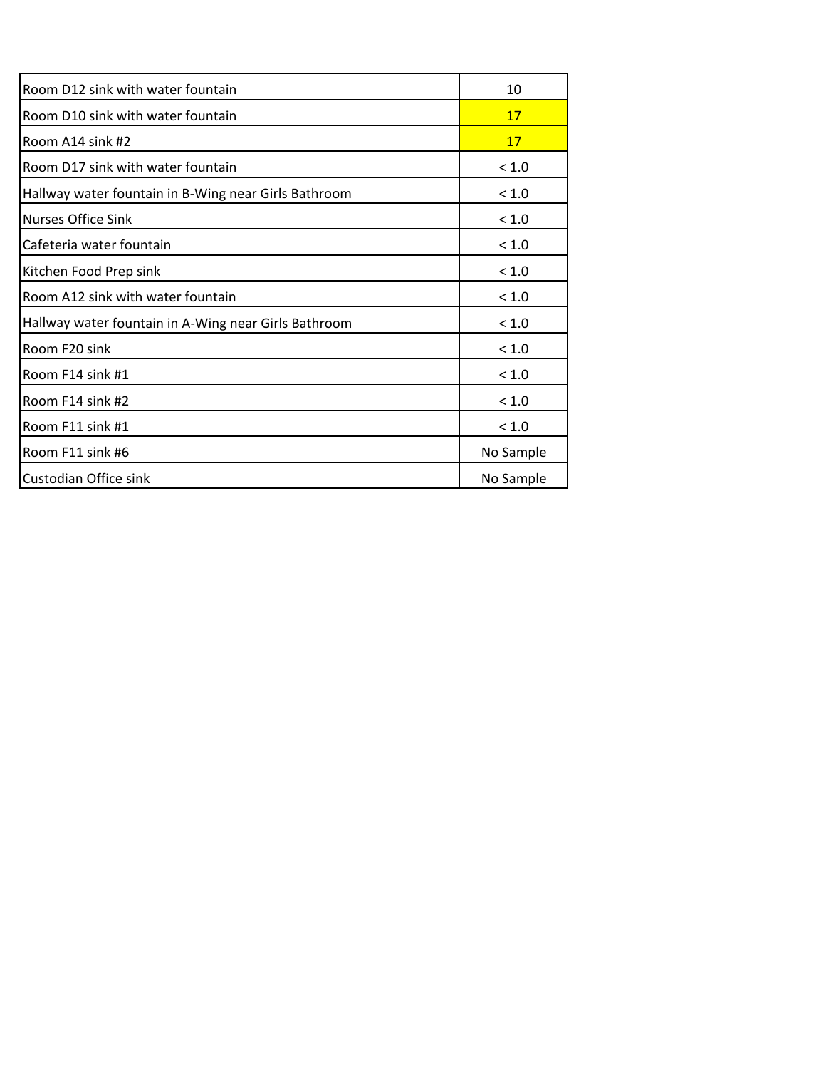| | |
|---|---|
| Room D12 sink with water fountain | 10 |
| Room D10 sink with water fountain | 17 |
| Room A14 sink #2 | 17 |
| Room D17 sink with water fountain | < 1.0 |
| Hallway water fountain in B-Wing near Girls Bathroom | < 1.0 |
| Nurses Office Sink | < 1.0 |
| Cafeteria water fountain | < 1.0 |
| Kitchen Food Prep sink | < 1.0 |
| Room A12 sink with water fountain | < 1.0 |
| Hallway water fountain in A-Wing near Girls Bathroom | < 1.0 |
| Room F20 sink | < 1.0 |
| Room F14 sink #1 | < 1.0 |
| Room F14 sink #2 | < 1.0 |
| Room F11 sink #1 | < 1.0 |
| Room F11 sink #6 | No Sample |
| Custodian Office sink | No Sample |